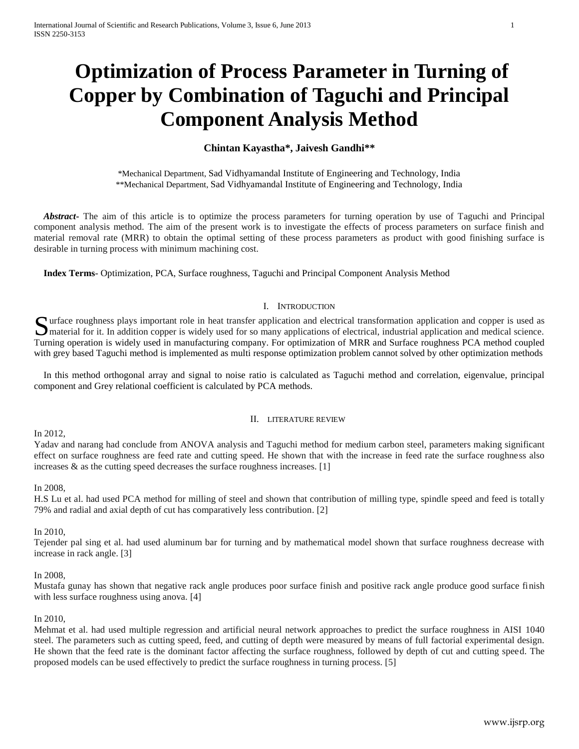# Optimization of Process Parameter in Turning of Copper by Combination of Taguchi and Principal Component Analysis Method

**Chintan Kayastha\*, Jaivesh Gandhi\*\***

\*Mechanical Department, Sad Vidhyamandal Institute of Engineering and Technology, India
\*\*Mechanical Department, Sad Vidhyamandal Institute of Engineering and Technology, India

***Abstract***- The aim of this article is to optimize the process parameters for turning operation by use of Taguchi and Principal component analysis method. The aim of the present work is to investigate the effects of process parameters on surface finish and material removal rate (MRR) to obtain the optimal setting of these process parameters as product with good finishing surface is desirable in turning process with minimum machining cost.

**Index Terms**- Optimization, PCA, Surface roughness, Taguchi and Principal Component Analysis Method

## I. Introduction

Surface roughness plays important role in heat transfer application and electrical transformation application and copper is used as material for it. In addition copper is widely used for so many applications of electrical, industrial application and medical science. Turning operation is widely used in manufacturing company. For optimization of MRR and Surface roughness PCA method coupled with grey based Taguchi method is implemented as multi response optimization problem cannot solved by other optimization methods

In this method orthogonal array and signal to noise ratio is calculated as Taguchi method and correlation, eigenvalue, principal component and Grey relational coefficient is calculated by PCA methods.

## II. Literature Review

In 2012,
Yadav and narang had conclude from ANOVA analysis and Taguchi method for medium carbon steel, parameters making significant effect on surface roughness are feed rate and cutting speed. He shown that with the increase in feed rate the surface roughness also increases & as the cutting speed decreases the surface roughness increases. [1]

In 2008,
H.S Lu et al. had used PCA method for milling of steel and shown that contribution of milling type, spindle speed and feed is totally 79% and radial and axial depth of cut has comparatively less contribution. [2]

In 2010,
Tejender pal sing et al. had used aluminum bar for turning and by mathematical model shown that surface roughness decrease with increase in rack angle. [3]

In 2008,
Mustafa gunay has shown that negative rack angle produces poor surface finish and positive rack angle produce good surface finish with less surface roughness using anova. [4]

In 2010,
Mehmat et al. had used multiple regression and artificial neural network approaches to predict the surface roughness in AISI 1040 steel. The parameters such as cutting speed, feed, and cutting of depth were measured by means of full factorial experimental design. He shown that the feed rate is the dominant factor affecting the surface roughness, followed by depth of cut and cutting speed. The proposed models can be used effectively to predict the surface roughness in turning process. [5]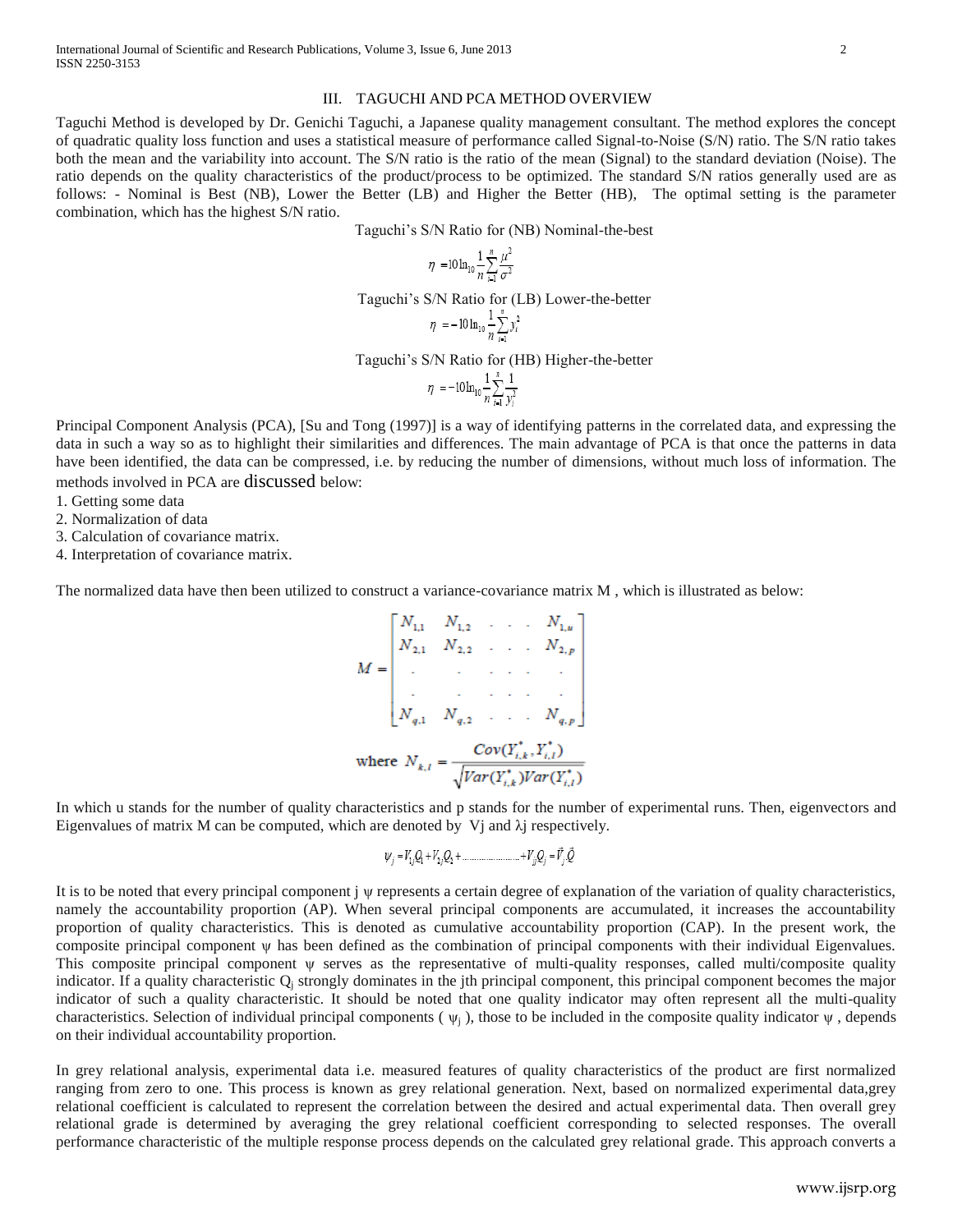## III. TAGUCHI AND PCA METHOD OVERVIEW

Taguchi Method is developed by Dr. Genichi Taguchi, a Japanese quality management consultant. The method explores the concept of quadratic quality loss function and uses a statistical measure of performance called Signal-to-Noise (S/N) ratio. The S/N ratio takes both the mean and the variability into account. The S/N ratio is the ratio of the mean (Signal) to the standard deviation (Noise). The ratio depends on the quality characteristics of the product/process to be optimized. The standard S/N ratios generally used are as follows: - Nominal is Best (NB), Lower the Better (LB) and Higher the Better (HB), The optimal setting is the parameter combination, which has the highest S/N ratio.

Taguchi's S/N Ratio for (NB) Nominal-the-best

$$\eta = 10 \ln_{10} \frac{1}{n} \sum_{i=1}^{n} \frac{\mu^2}{\sigma^2}$$

Taguchi's S/N Ratio for (LB) Lower-the-better

$$\eta = -10 \ln_{10} \frac{1}{n} \sum_{i=1}^{n} y_i^2$$

Taguchi's S/N Ratio for (HB) Higher-the-better

$$\eta = -10 \ln_{10} \frac{1}{n} \sum_{i=1}^{n} \frac{1}{y_i^2}$$

Principal Component Analysis (PCA), [Su and Tong (1997)] is a way of identifying patterns in the correlated data, and expressing the data in such a way so as to highlight their similarities and differences. The main advantage of PCA is that once the patterns in data have been identified, the data can be compressed, i.e. by reducing the number of dimensions, without much loss of information. The methods involved in PCA are discussed below:

1. Getting some data
2. Normalization of data
3. Calculation of covariance matrix.
4. Interpretation of covariance matrix.

The normalized data have then been utilized to construct a variance-covariance matrix M , which is illustrated as below:

$$M = \begin{bmatrix} N_{1,1} & N_{1,2} & \cdot & \cdot & \cdot & N_{1,u} \\ N_{2,1} & N_{2,2} & \cdot & \cdot & \cdot & N_{2,p} \\ \cdot & \cdot & \cdot & \cdot & \cdot & \cdot \\ \cdot & \cdot & \cdot & \cdot & \cdot & \cdot \\ N_{q,1} & N_{q,2} & \cdot & \cdot & \cdot & N_{q,p} \end{bmatrix}$$

$$\text{where } N_{k,l} = \frac{Cov(Y_{i,k}^{*}, Y_{i,l}^{*})}{\sqrt{Var(Y_{i,k}^{*}) Var(Y_{i,l}^{*})}}$$

In which u stands for the number of quality characteristics and p stands for the number of experimental runs. Then, eigenvectors and Eigenvalues of matrix M can be computed, which are denoted by Vj and λj respectively.

$$\psi_j = V_{1j}Q_1 + V_{2j}Q_2 + \dots\dots\dots\dots\dots + V_{jj}Q_j = \vec{V}_j \vec{Q}$$

It is to be noted that every principal component j ψ represents a certain degree of explanation of the variation of quality characteristics, namely the accountability proportion (AP). When several principal components are accumulated, it increases the accountability proportion of quality characteristics. This is denoted as cumulative accountability proportion (CAP). In the present work, the composite principal component ψ has been defined as the combination of principal components with their individual Eigenvalues. This composite principal component ψ serves as the representative of multi-quality responses, called multi/composite quality indicator. If a quality characteristic $Q_j$ strongly dominates in the jth principal component, this principal component becomes the major indicator of such a quality characteristic. It should be noted that one quality indicator may often represent all the multi-quality characteristics. Selection of individual principal components ( $\psi_j$ ), those to be included in the composite quality indicator ψ , depends on their individual accountability proportion.

In grey relational analysis, experimental data i.e. measured features of quality characteristics of the product are first normalized ranging from zero to one. This process is known as grey relational generation. Next, based on normalized experimental data,grey relational coefficient is calculated to represent the correlation between the desired and actual experimental data. Then overall grey relational grade is determined by averaging the grey relational coefficient corresponding to selected responses. The overall performance characteristic of the multiple response process depends on the calculated grey relational grade. This approach converts a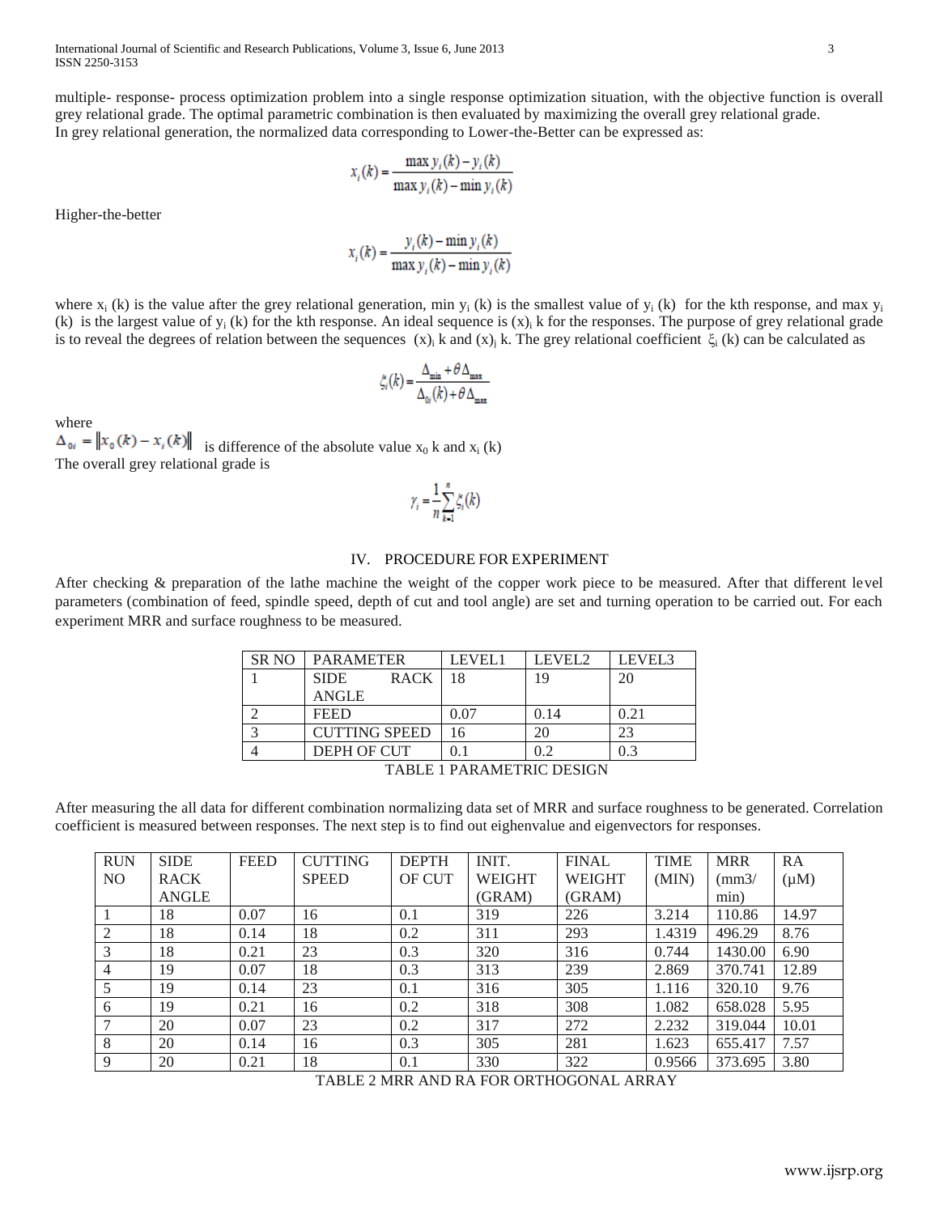multiple- response- process optimization problem into a single response optimization situation, with the objective function is overall grey relational grade. The optimal parametric combination is then evaluated by maximizing the overall grey relational grade.
In grey relational generation, the normalized data corresponding to Lower-the-Better can be expressed as:

$$x_i(k) = \frac{\max y_i(k) - y_i(k)}{\max y_i(k) - \min y_i(k)}$$

Higher-the-better

$$x_i(k) = \frac{y_i(k) - \min y_i(k)}{\max y_i(k) - \min y_i(k)}$$

where $x_i(k)$ is the value after the grey relational generation, min $y_i(k)$ is the smallest value of $y_i(k)$ for the kth response, and max $y_i(k)$ is the largest value of $y_i(k)$ for the kth response. An ideal sequence is $(x)_i$ k for the responses. The purpose of grey relational grade is to reveal the degrees of relation between the sequences $(x)_i$ k and $(x)_j$ k. The grey relational coefficient $\xi_i(k)$ can be calculated as

$$\xi_i(k) = \frac{\Delta_{\min} + \theta\Delta_{\max}}{\Delta_{0i}(k) + \theta\Delta_{\max}}$$

where

$\Delta_{0i} = \|x_0(k) - x_i(k)\|$ is difference of the absolute value $x_0$ k and $x_i(k)$

The overall grey relational grade is

$$\gamma_i = \frac{1}{n}\sum_{k=1}^{n}\xi_i(k)$$

## IV. PROCEDURE FOR EXPERIMENT

After checking & preparation of the lathe machine the weight of the copper work piece to be measured. After that different level parameters (combination of feed, spindle speed, depth of cut and tool angle) are set and turning operation to be carried out. For each experiment MRR and surface roughness to be measured.

| SR NO | PARAMETER | LEVEL1 | LEVEL2 | LEVEL3 |
|---|---|---|---|---|
| 1 | SIDE RACK ANGLE | 18 | 19 | 20 |
| 2 | FEED | 0.07 | 0.14 | 0.21 |
| 3 | CUTTING SPEED | 16 | 20 | 23 |
| 4 | DEPH OF CUT | 0.1 | 0.2 | 0.3 |

TABLE 1 PARAMETRIC DESIGN

After measuring the all data for different combination normalizing data set of MRR and surface roughness to be generated. Correlation coefficient is measured between responses. The next step is to find out eighenvalue and eigenvectors for responses.

| RUN NO | SIDE RACK ANGLE | FEED | CUTTING SPEED | DEPTH OF CUT | INIT. WEIGHT (GRAM) | FINAL WEIGHT (GRAM) | TIME (MIN) | MRR (mm3/ min) | RA (μM) |
|---|---|---|---|---|---|---|---|---|---|
| 1 | 18 | 0.07 | 16 | 0.1 | 319 | 226 | 3.214 | 110.86 | 14.97 |
| 2 | 18 | 0.14 | 18 | 0.2 | 311 | 293 | 1.4319 | 496.29 | 8.76 |
| 3 | 18 | 0.21 | 23 | 0.3 | 320 | 316 | 0.744 | 1430.00 | 6.90 |
| 4 | 19 | 0.07 | 18 | 0.3 | 313 | 239 | 2.869 | 370.741 | 12.89 |
| 5 | 19 | 0.14 | 23 | 0.1 | 316 | 305 | 1.116 | 320.10 | 9.76 |
| 6 | 19 | 0.21 | 16 | 0.2 | 318 | 308 | 1.082 | 658.028 | 5.95 |
| 7 | 20 | 0.07 | 23 | 0.2 | 317 | 272 | 2.232 | 319.044 | 10.01 |
| 8 | 20 | 0.14 | 16 | 0.3 | 305 | 281 | 1.623 | 655.417 | 7.57 |
| 9 | 20 | 0.21 | 18 | 0.1 | 330 | 322 | 0.9566 | 373.695 | 3.80 |

TABLE 2 MRR AND RA FOR ORTHOGONAL ARRAY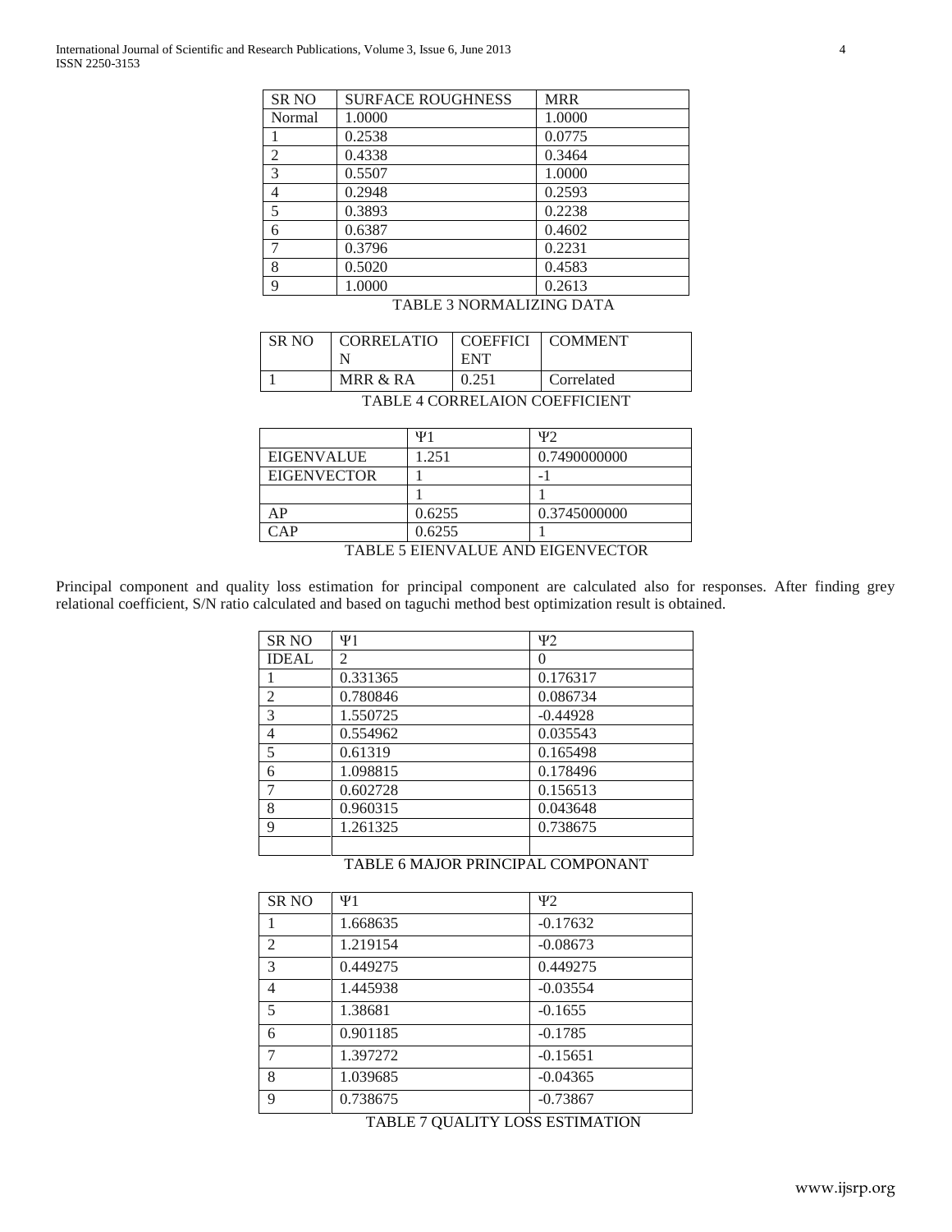| SR NO | SURFACE ROUGHNESS | MRR |
|---|---|---|
| Normal | 1.0000 | 1.0000 |
| 1 | 0.2538 | 0.0775 |
| 2 | 0.4338 | 0.3464 |
| 3 | 0.5507 | 1.0000 |
| 4 | 0.2948 | 0.2593 |
| 5 | 0.3893 | 0.2238 |
| 6 | 0.6387 | 0.4602 |
| 7 | 0.3796 | 0.2231 |
| 8 | 0.5020 | 0.4583 |
| 9 | 1.0000 | 0.2613 |

TABLE 3 NORMALIZING DATA

| SR NO | CORRELATION | COEFFICIENT | COMMENT |
|---|---|---|---|
| 1 | MRR & RA | 0.251 | Correlated |

TABLE 4 CORRELAION COEFFICIENT

| | Ψ1 | Ψ2 |
|---|---|---|
| EIGENVALUE | 1.251 | 0.7490000000 |
| EIGENVECTOR | 1 | -1 |
| | 1 | 1 |
| AP | 0.6255 | 0.3745000000 |
| CAP | 0.6255 | 1 |

TABLE 5 EIENVALUE AND EIGENVECTOR

Principal component and quality loss estimation for principal component are calculated also for responses. After finding grey relational coefficient, S/N ratio calculated and based on taguchi method best optimization result is obtained.

| SR NO | Ψ1 | Ψ2 |
|---|---|---|
| IDEAL | 2 | 0 |
| 1 | 0.331365 | 0.176317 |
| 2 | 0.780846 | 0.086734 |
| 3 | 1.550725 | -0.44928 |
| 4 | 0.554962 | 0.035543 |
| 5 | 0.61319 | 0.165498 |
| 6 | 1.098815 | 0.178496 |
| 7 | 0.602728 | 0.156513 |
| 8 | 0.960315 | 0.043648 |
| 9 | 1.261325 | 0.738675 |
| | | |

TABLE 6 MAJOR PRINCIPAL COMPONANT

| SR NO | Ψ1 | Ψ2 |
|---|---|---|
| 1 | 1.668635 | -0.17632 |
| 2 | 1.219154 | -0.08673 |
| 3 | 0.449275 | 0.449275 |
| 4 | 1.445938 | -0.03554 |
| 5 | 1.38681 | -0.1655 |
| 6 | 0.901185 | -0.1785 |
| 7 | 1.397272 | -0.15651 |
| 8 | 1.039685 | -0.04365 |
| 9 | 0.738675 | -0.73867 |

TABLE 7 QUALITY LOSS ESTIMATION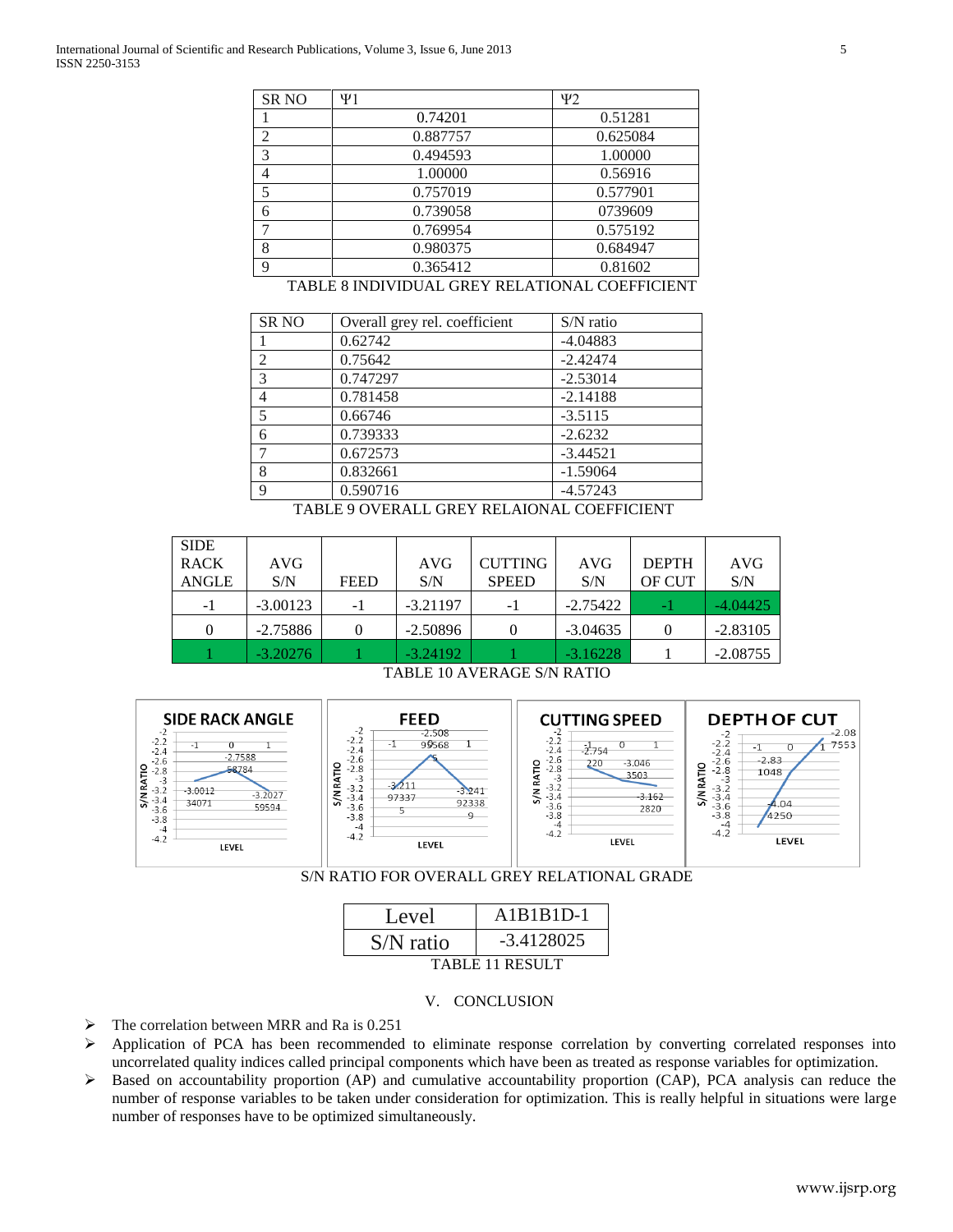| SR NO | Ψ1 | Ψ2 |
|---|---|---|
| 1 | 0.74201 | 0.51281 |
| 2 | 0.887757 | 0.625084 |
| 3 | 0.494593 | 1.00000 |
| 4 | 1.00000 | 0.56916 |
| 5 | 0.757019 | 0.577901 |
| 6 | 0.739058 | 0739609 |
| 7 | 0.769954 | 0.575192 |
| 8 | 0.980375 | 0.684947 |
| 9 | 0.365412 | 0.81602 |

TABLE 8 INDIVIDUAL GREY RELATIONAL COEFFICIENT

| SR NO | Overall grey rel. coefficient | S/N ratio |
|---|---|---|
| 1 | 0.62742 | -4.04883 |
| 2 | 0.75642 | -2.42474 |
| 3 | 0.747297 | -2.53014 |
| 4 | 0.781458 | -2.14188 |
| 5 | 0.66746 | -3.5115 |
| 6 | 0.739333 | -2.6232 |
| 7 | 0.672573 | -3.44521 |
| 8 | 0.832661 | -1.59064 |
| 9 | 0.590716 | -4.57243 |

TABLE 9 OVERALL GREY RELAIONAL COEFFICIENT

| SIDE RACK ANGLE | AVG S/N | FEED | AVG S/N | CUTTING SPEED | AVG S/N | DEPTH OF CUT | AVG S/N |
|---|---|---|---|---|---|---|---|
| -1 | -3.00123 | -1 | -3.21197 | -1 | -2.75422 | -1 | -4.04425 |
| 0 | -2.75886 | 0 | -2.50896 | 0 | -3.04635 | 0 | -2.83105 |
| 1 | -3.20276 | 1 | -3.24192 | 1 | -3.16228 | 1 | -2.08755 |

TABLE 10 AVERAGE S/N RATIO

S/N RATIO FOR OVERALL GREY RELATIONAL GRADE

| Level | A1B1B1D-1 |
|---|---|
| S/N ratio | -3.4128025 |

TABLE 11 RESULT

## V. CONCLUSION

- The correlation between MRR and Ra is 0.251
- Application of PCA has been recommended to eliminate response correlation by converting correlated responses into uncorrelated quality indices called principal components which have been as treated as response variables for optimization.
- Based on accountability proportion (AP) and cumulative accountability proportion (CAP), PCA analysis can reduce the number of response variables to be taken under consideration for optimization. This is really helpful in situations were large number of responses have to be optimized simultaneously.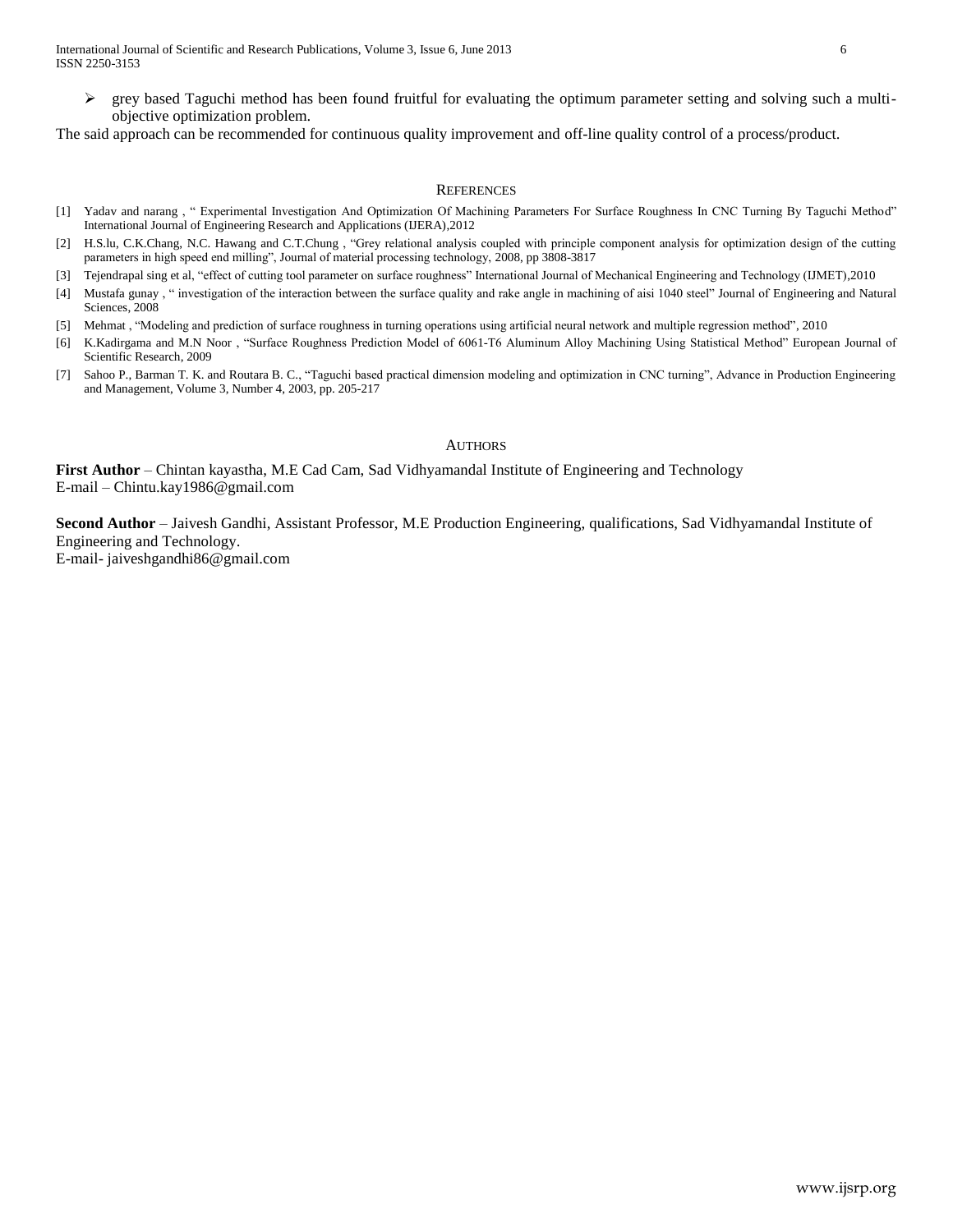- grey based Taguchi method has been found fruitful for evaluating the optimum parameter setting and solving such a multi-objective optimization problem.

The said approach can be recommended for continuous quality improvement and off-line quality control of a process/product.

## References

[1] Yadav and narang , " Experimental Investigation And Optimization Of Machining Parameters For Surface Roughness In CNC Turning By Taguchi Method" International Journal of Engineering Research and Applications (IJERA),2012

[2] H.S.lu, C.K.Chang, N.C. Hawang and C.T.Chung , "Grey relational analysis coupled with principle component analysis for optimization design of the cutting parameters in high speed end milling", Journal of material processing technology, 2008, pp 3808-3817

[3] Tejendrapal sing et al, "effect of cutting tool parameter on surface roughness" International Journal of Mechanical Engineering and Technology (IJMET),2010

[4] Mustafa gunay , " investigation of the interaction between the surface quality and rake angle in machining of aisi 1040 steel" Journal of Engineering and Natural Sciences, 2008

[5] Mehmat , "Modeling and prediction of surface roughness in turning operations using artificial neural network and multiple regression method", 2010

[6] K.Kadirgama and M.N Noor , "Surface Roughness Prediction Model of 6061-T6 Aluminum Alloy Machining Using Statistical Method" European Journal of Scientific Research, 2009

[7] Sahoo P., Barman T. K. and Routara B. C., "Taguchi based practical dimension modeling and optimization in CNC turning", Advance in Production Engineering and Management, Volume 3, Number 4, 2003, pp. 205-217

## Authors

**First Author** – Chintan kayastha, M.E Cad Cam, Sad Vidhyamandal Institute of Engineering and Technology
E-mail – Chintu.kay1986@gmail.com

**Second Author** – Jaivesh Gandhi, Assistant Professor, M.E Production Engineering, qualifications, Sad Vidhyamandal Institute of Engineering and Technology.
E-mail- jaiveshgandhi86@gmail.com